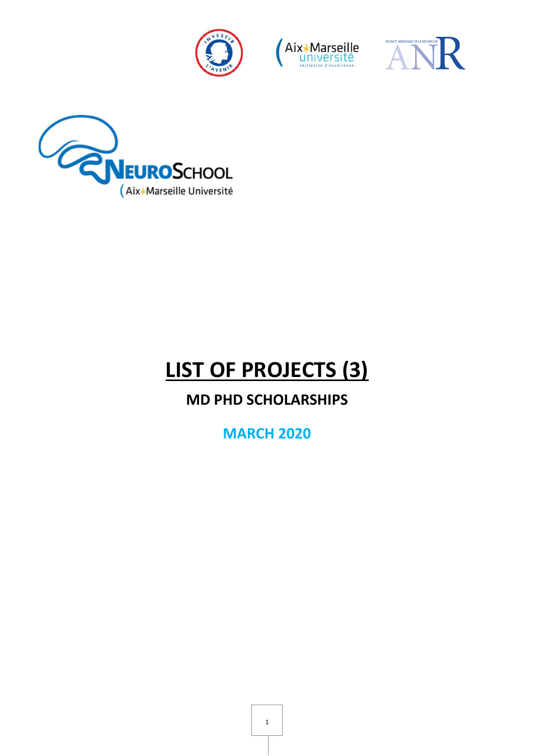# LIST OF PROJECTS (3)

## MD PHD SCHOLARSHIPS

## MARCH 2020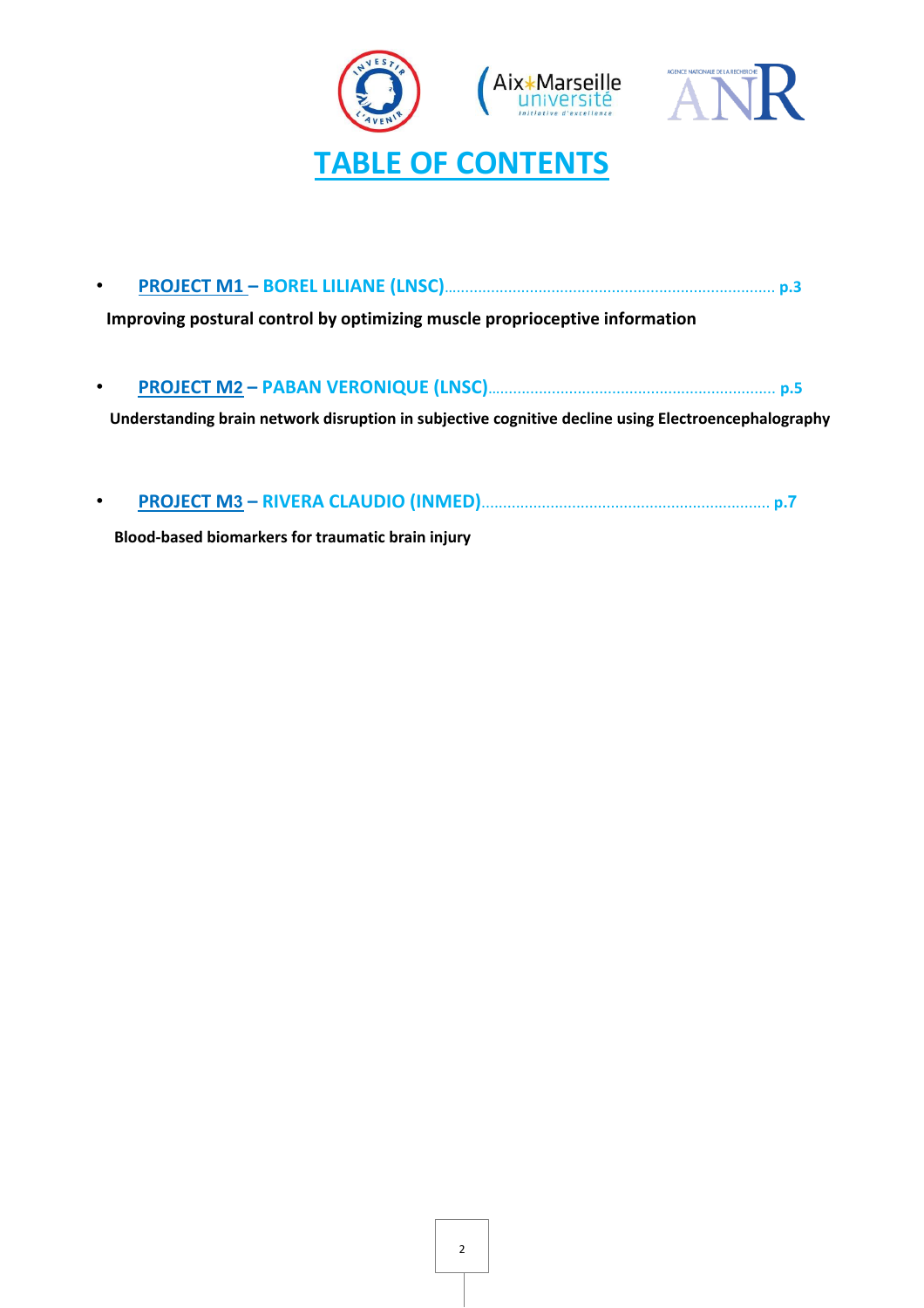# TABLE OF CONTENTS

- **PROJECT M1 – BOREL LILIANE (LNSC)**............................................................................ **p.3**

  **Improving postural control by optimizing muscle proprioceptive information**

- **PROJECT M2 – PABAN VERONIQUE (LNSC)**.................................................................. **p.5**

  **Understanding brain network disruption in subjective cognitive decline using Electroencephalography**

- **PROJECT M3 – RIVERA CLAUDIO (INMED)**.................................................................. **p.7**

  **Blood-based biomarkers for traumatic brain injury**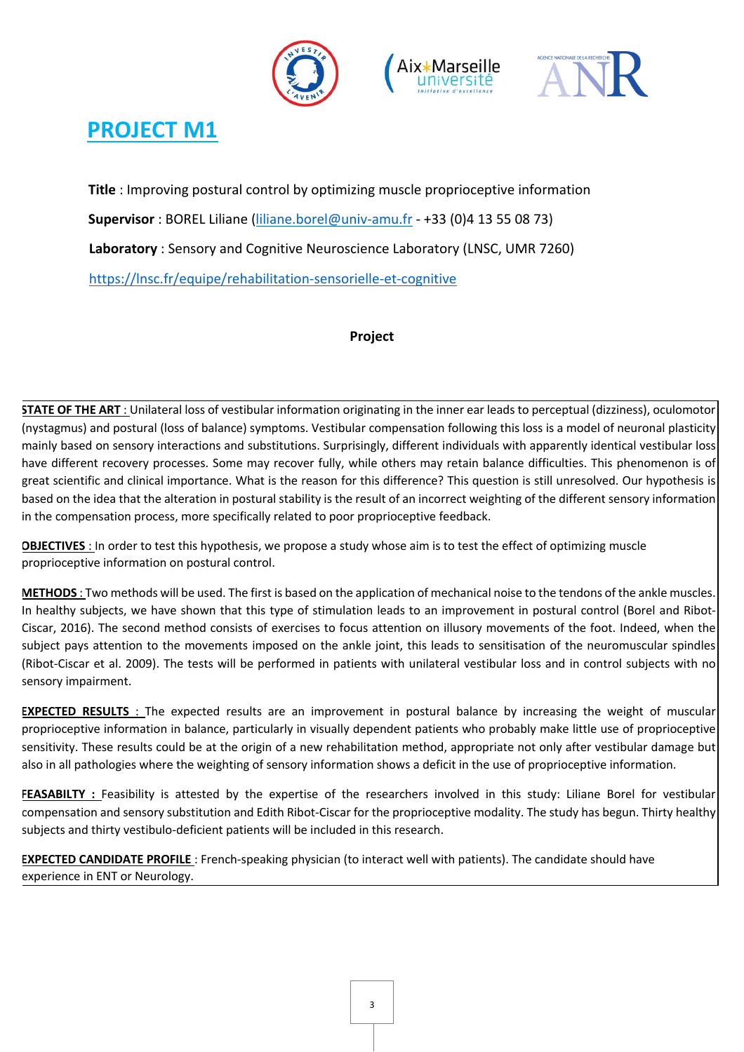# PROJECT M1

**Title** : Improving postural control by optimizing muscle proprioceptive information

**Supervisor** : BOREL Liliane (liliane.borel@univ-amu.fr - +33 (0)4 13 55 08 73)

**Laboratory** : Sensory and Cognitive Neuroscience Laboratory (LNSC, UMR 7260)

https://lnsc.fr/equipe/rehabilitation-sensorielle-et-cognitive

**Project**

**STATE OF THE ART** : Unilateral loss of vestibular information originating in the inner ear leads to perceptual (dizziness), oculomotor (nystagmus) and postural (loss of balance) symptoms. Vestibular compensation following this loss is a model of neuronal plasticity mainly based on sensory interactions and substitutions. Surprisingly, different individuals with apparently identical vestibular loss have different recovery processes. Some may recover fully, while others may retain balance difficulties. This phenomenon is of great scientific and clinical importance. What is the reason for this difference? This question is still unresolved. Our hypothesis is based on the idea that the alteration in postural stability is the result of an incorrect weighting of the different sensory information in the compensation process, more specifically related to poor proprioceptive feedback.

**OBJECTIVES** : In order to test this hypothesis, we propose a study whose aim is to test the effect of optimizing muscle proprioceptive information on postural control.

**METHODS** : Two methods will be used. The first is based on the application of mechanical noise to the tendons of the ankle muscles. In healthy subjects, we have shown that this type of stimulation leads to an improvement in postural control (Borel and Ribot-Ciscar, 2016). The second method consists of exercises to focus attention on illusory movements of the foot. Indeed, when the subject pays attention to the movements imposed on the ankle joint, this leads to sensitisation of the neuromuscular spindles (Ribot-Ciscar et al. 2009). The tests will be performed in patients with unilateral vestibular loss and in control subjects with no sensory impairment.

**EXPECTED RESULTS** : The expected results are an improvement in postural balance by increasing the weight of muscular proprioceptive information in balance, particularly in visually dependent patients who probably make little use of proprioceptive sensitivity. These results could be at the origin of a new rehabilitation method, appropriate not only after vestibular damage but also in all pathologies where the weighting of sensory information shows a deficit in the use of proprioceptive information.

**FEASABILTY** : Feasibility is attested by the expertise of the researchers involved in this study: Liliane Borel for vestibular compensation and sensory substitution and Edith Ribot-Ciscar for the proprioceptive modality. The study has begun. Thirty healthy subjects and thirty vestibulo-deficient patients will be included in this research.

**EXPECTED CANDIDATE PROFILE** : French-speaking physician (to interact well with patients). The candidate should have experience in ENT or Neurology.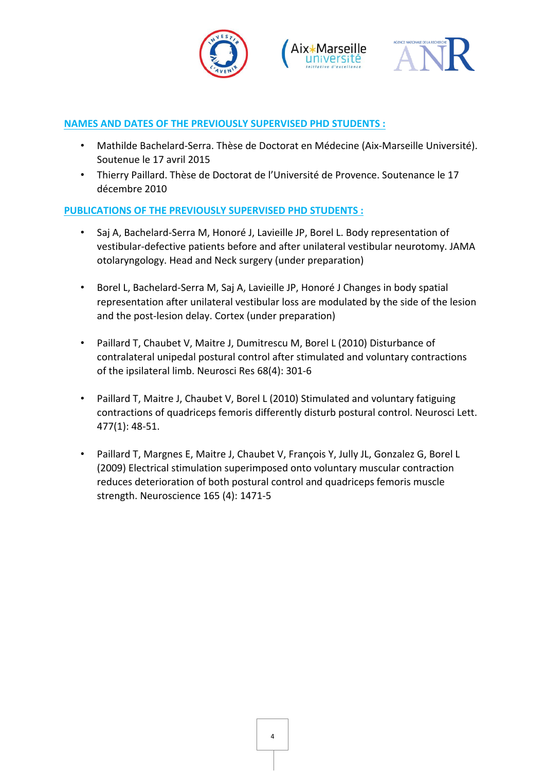## NAMES AND DATES OF THE PREVIOUSLY SUPERVISED PHD STUDENTS :

- Mathilde Bachelard-Serra. Thèse de Doctorat en Médecine (Aix-Marseille Université). Soutenue le 17 avril 2015
- Thierry Paillard. Thèse de Doctorat de l'Université de Provence. Soutenance le 17 décembre 2010

## PUBLICATIONS OF THE PREVIOUSLY SUPERVISED PHD STUDENTS :

- Saj A, Bachelard-Serra M, Honoré J, Lavieille JP, Borel L. Body representation of vestibular-defective patients before and after unilateral vestibular neurotomy. JAMA otolaryngology. Head and Neck surgery (under preparation)

- Borel L, Bachelard-Serra M, Saj A, Lavieille JP, Honoré J Changes in body spatial representation after unilateral vestibular loss are modulated by the side of the lesion and the post-lesion delay. Cortex (under preparation)

- Paillard T, Chaubet V, Maitre J, Dumitrescu M, Borel L (2010) Disturbance of contralateral unipedal postural control after stimulated and voluntary contractions of the ipsilateral limb. Neurosci Res 68(4): 301-6

- Paillard T, Maitre J, Chaubet V, Borel L (2010) Stimulated and voluntary fatiguing contractions of quadriceps femoris differently disturb postural control. Neurosci Lett. 477(1): 48-51.

- Paillard T, Margnes E, Maitre J, Chaubet V, François Y, Jully JL, Gonzalez G, Borel L (2009) Electrical stimulation superimposed onto voluntary muscular contraction reduces deterioration of both postural control and quadriceps femoris muscle strength. Neuroscience 165 (4): 1471-5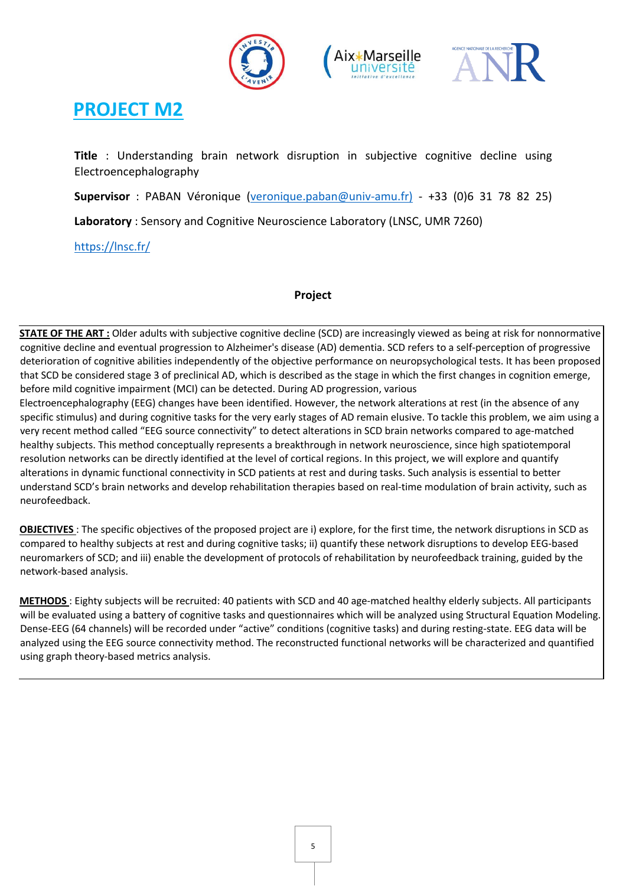## PROJECT M2

**Title** : Understanding brain network disruption in subjective cognitive decline using Electroencephalography

**Supervisor** : PABAN Véronique (veronique.paban@univ-amu.fr) - +33 (0)6 31 78 82 25)

**Laboratory** : Sensory and Cognitive Neuroscience Laboratory (LNSC, UMR 7260)

https://lnsc.fr/

**Project**

**STATE OF THE ART :** Older adults with subjective cognitive decline (SCD) are increasingly viewed as being at risk for nonnormative cognitive decline and eventual progression to Alzheimer's disease (AD) dementia. SCD refers to a self-perception of progressive deterioration of cognitive abilities independently of the objective performance on neuropsychological tests. It has been proposed that SCD be considered stage 3 of preclinical AD, which is described as the stage in which the first changes in cognition emerge, before mild cognitive impairment (MCI) can be detected. During AD progression, various Electroencephalography (EEG) changes have been identified. However, the network alterations at rest (in the absence of any specific stimulus) and during cognitive tasks for the very early stages of AD remain elusive. To tackle this problem, we aim using a very recent method called "EEG source connectivity" to detect alterations in SCD brain networks compared to age-matched healthy subjects. This method conceptually represents a breakthrough in network neuroscience, since high spatiotemporal resolution networks can be directly identified at the level of cortical regions. In this project, we will explore and quantify alterations in dynamic functional connectivity in SCD patients at rest and during tasks. Such analysis is essential to better understand SCD's brain networks and develop rehabilitation therapies based on real-time modulation of brain activity, such as neurofeedback.

**OBJECTIVES** : The specific objectives of the proposed project are i) explore, for the first time, the network disruptions in SCD as compared to healthy subjects at rest and during cognitive tasks; ii) quantify these network disruptions to develop EEG-based neuromarkers of SCD; and iii) enable the development of protocols of rehabilitation by neurofeedback training, guided by the network-based analysis.

**METHODS** : Eighty subjects will be recruited: 40 patients with SCD and 40 age-matched healthy elderly subjects. All participants will be evaluated using a battery of cognitive tasks and questionnaires which will be analyzed using Structural Equation Modeling. Dense-EEG (64 channels) will be recorded under "active" conditions (cognitive tasks) and during resting-state. EEG data will be analyzed using the EEG source connectivity method. The reconstructed functional networks will be characterized and quantified using graph theory-based metrics analysis.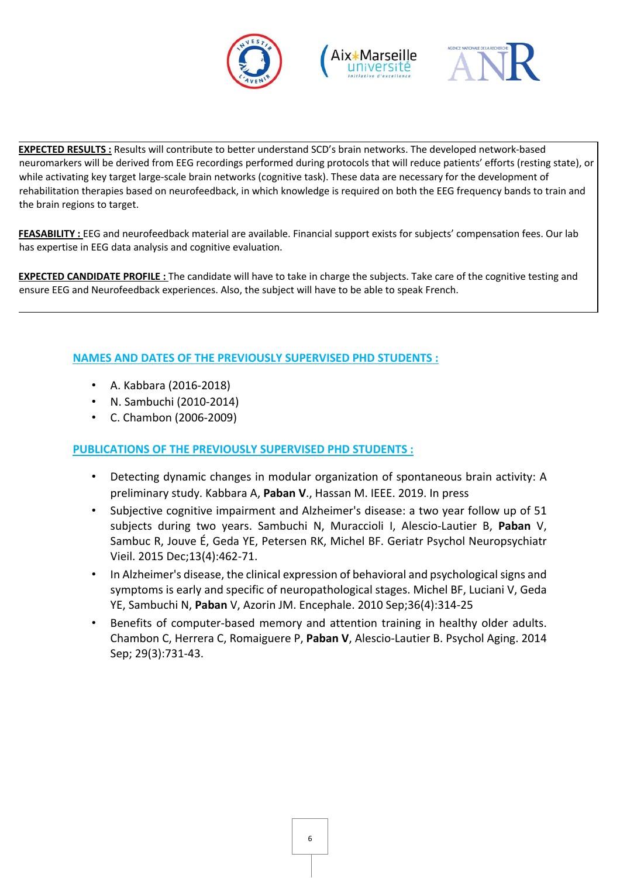**EXPECTED RESULTS :** Results will contribute to better understand SCD's brain networks. The developed network-based neuromarkers will be derived from EEG recordings performed during protocols that will reduce patients' efforts (resting state), or while activating key target large-scale brain networks (cognitive task). These data are necessary for the development of rehabilitation therapies based on neurofeedback, in which knowledge is required on both the EEG frequency bands to train and the brain regions to target.

**FEASABILITY :** EEG and neurofeedback material are available. Financial support exists for subjects' compensation fees. Our lab has expertise in EEG data analysis and cognitive evaluation.

**EXPECTED CANDIDATE PROFILE :** The candidate will have to take in charge the subjects. Take care of the cognitive testing and ensure EEG and Neurofeedback experiences. Also, the subject will have to be able to speak French.

## NAMES AND DATES OF THE PREVIOUSLY SUPERVISED PHD STUDENTS :

- A. Kabbara (2016-2018)
- N. Sambuchi (2010-2014)
- C. Chambon (2006-2009)

## PUBLICATIONS OF THE PREVIOUSLY SUPERVISED PHD STUDENTS :

- Detecting dynamic changes in modular organization of spontaneous brain activity: A preliminary study. Kabbara A, **Paban V.**, Hassan M. IEEE. 2019. In press
- Subjective cognitive impairment and Alzheimer's disease: a two year follow up of 51 subjects during two years. Sambuchi N, Muraccioli I, Alescio-Lautier B, **Paban** V, Sambuc R, Jouve É, Geda YE, Petersen RK, Michel BF. Geriatr Psychol Neuropsychiatr Vieil. 2015 Dec;13(4):462-71.
- In Alzheimer's disease, the clinical expression of behavioral and psychological signs and symptoms is early and specific of neuropathological stages. Michel BF, Luciani V, Geda YE, Sambuchi N, **Paban** V, Azorin JM. Encephale. 2010 Sep;36(4):314-25
- Benefits of computer-based memory and attention training in healthy older adults. Chambon C, Herrera C, Romaiguere P, **Paban V**, Alescio-Lautier B. Psychol Aging. 2014 Sep; 29(3):731-43.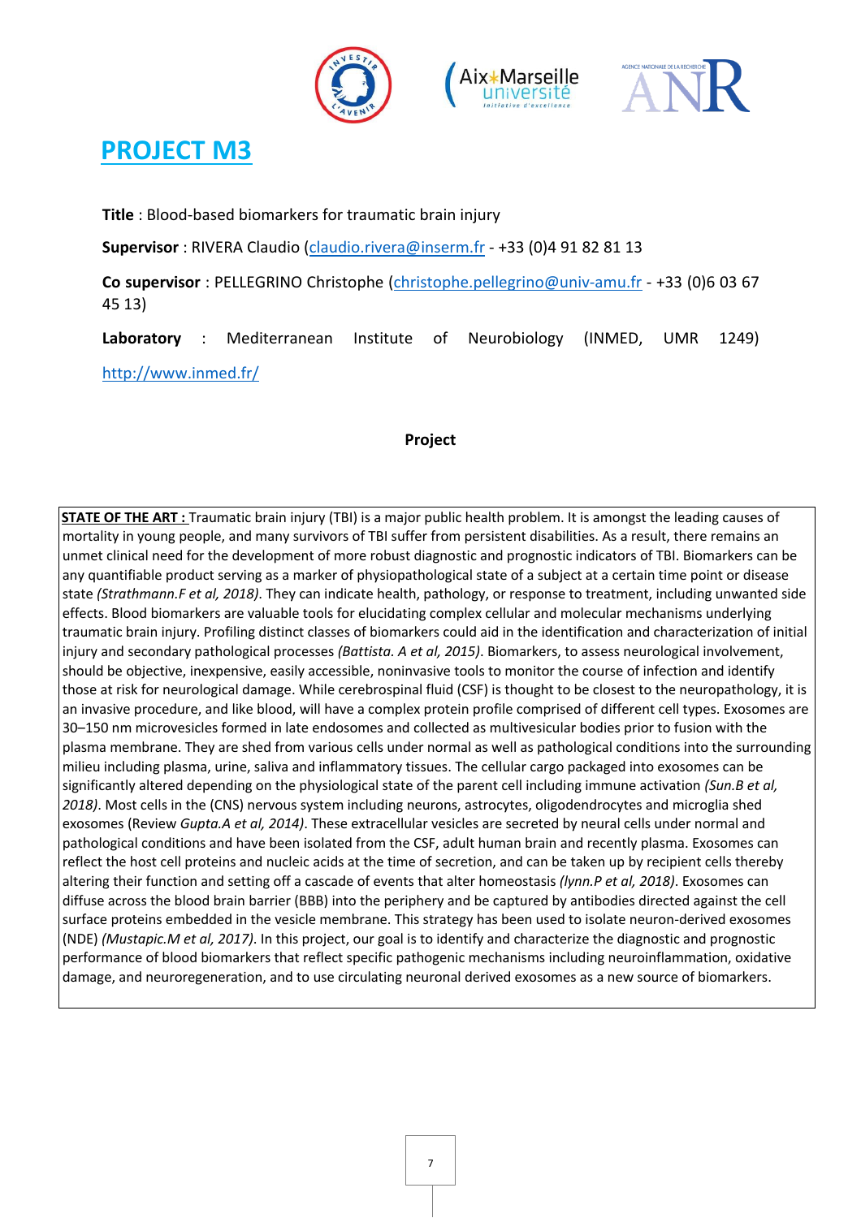# PROJECT M3

**Title** : Blood-based biomarkers for traumatic brain injury

**Supervisor** : RIVERA Claudio (claudio.rivera@inserm.fr - +33 (0)4 91 82 81 13

**Co supervisor** : PELLEGRINO Christophe (christophe.pellegrino@univ-amu.fr - +33 (0)6 03 67 45 13)

**Laboratory** : Mediterranean Institute of Neurobiology (INMED, UMR 1249)

http://www.inmed.fr/

**Project**

**STATE OF THE ART :** Traumatic brain injury (TBI) is a major public health problem. It is amongst the leading causes of mortality in young people, and many survivors of TBI suffer from persistent disabilities. As a result, there remains an unmet clinical need for the development of more robust diagnostic and prognostic indicators of TBI. Biomarkers can be any quantifiable product serving as a marker of physiopathological state of a subject at a certain time point or disease state *(Strathmann.F et al, 2018)*. They can indicate health, pathology, or response to treatment, including unwanted side effects. Blood biomarkers are valuable tools for elucidating complex cellular and molecular mechanisms underlying traumatic brain injury. Profiling distinct classes of biomarkers could aid in the identification and characterization of initial injury and secondary pathological processes *(Battista. A et al, 2015)*. Biomarkers, to assess neurological involvement, should be objective, inexpensive, easily accessible, noninvasive tools to monitor the course of infection and identify those at risk for neurological damage. While cerebrospinal fluid (CSF) is thought to be closest to the neuropathology, it is an invasive procedure, and like blood, will have a complex protein profile comprised of different cell types. Exosomes are 30–150 nm microvesicles formed in late endosomes and collected as multivesicular bodies prior to fusion with the plasma membrane. They are shed from various cells under normal as well as pathological conditions into the surrounding milieu including plasma, urine, saliva and inflammatory tissues. The cellular cargo packaged into exosomes can be significantly altered depending on the physiological state of the parent cell including immune activation *(Sun.B et al, 2018)*. Most cells in the (CNS) nervous system including neurons, astrocytes, oligodendrocytes and microglia shed exosomes (Review *Gupta.A et al, 2014)*. These extracellular vesicles are secreted by neural cells under normal and pathological conditions and have been isolated from the CSF, adult human brain and recently plasma. Exosomes can reflect the host cell proteins and nucleic acids at the time of secretion, and can be taken up by recipient cells thereby altering their function and setting off a cascade of events that alter homeostasis *(lynn.P et al, 2018)*. Exosomes can diffuse across the blood brain barrier (BBB) into the periphery and be captured by antibodies directed against the cell surface proteins embedded in the vesicle membrane. This strategy has been used to isolate neuron-derived exosomes (NDE) *(Mustapic.M et al, 2017)*. In this project, our goal is to identify and characterize the diagnostic and prognostic performance of blood biomarkers that reflect specific pathogenic mechanisms including neuroinflammation, oxidative damage, and neuroregeneration, and to use circulating neuronal derived exosomes as a new source of biomarkers.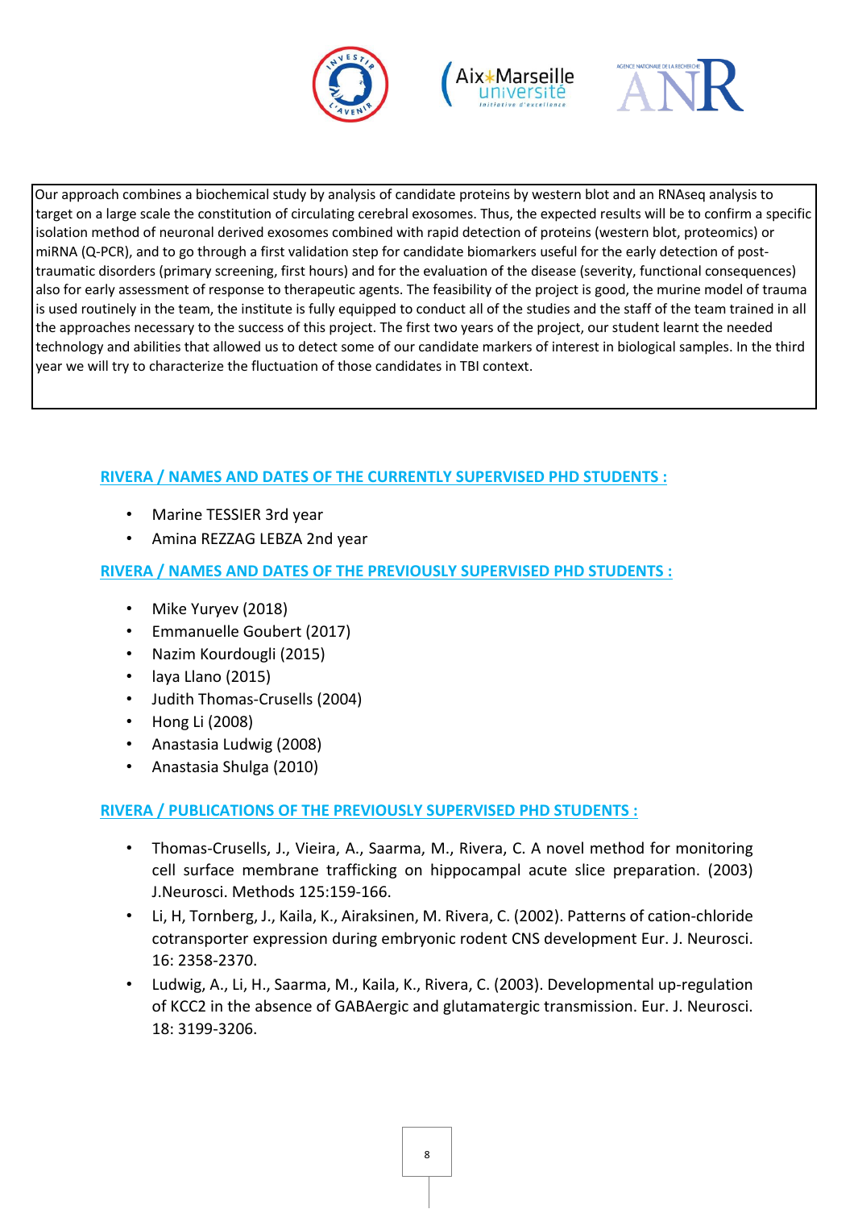Our approach combines a biochemical study by analysis of candidate proteins by western blot and an RNAseq analysis to target on a large scale the constitution of circulating cerebral exosomes. Thus, the expected results will be to confirm a specific isolation method of neuronal derived exosomes combined with rapid detection of proteins (western blot, proteomics) or miRNA (Q-PCR), and to go through a first validation step for candidate biomarkers useful for the early detection of post-traumatic disorders (primary screening, first hours) and for the evaluation of the disease (severity, functional consequences) also for early assessment of response to therapeutic agents. The feasibility of the project is good, the murine model of trauma is used routinely in the team, the institute is fully equipped to conduct all of the studies and the staff of the team trained in all the approaches necessary to the success of this project. The first two years of the project, our student learnt the needed technology and abilities that allowed us to detect some of our candidate markers of interest in biological samples. In the third year we will try to characterize the fluctuation of those candidates in TBI context.

## RIVERA / NAMES AND DATES OF THE CURRENTLY SUPERVISED PHD STUDENTS :

- Marine TESSIER 3rd year
- Amina REZZAG LEBZA 2nd year

## RIVERA / NAMES AND DATES OF THE PREVIOUSLY SUPERVISED PHD STUDENTS :

- Mike Yuryev (2018)
- Emmanuelle Goubert (2017)
- Nazim Kourdougli (2015)
- laya Llano (2015)
- Judith Thomas-Crusells (2004)
- Hong Li (2008)
- Anastasia Ludwig (2008)
- Anastasia Shulga (2010)

## RIVERA / PUBLICATIONS OF THE PREVIOUSLY SUPERVISED PHD STUDENTS :

- Thomas-Crusells, J., Vieira, A., Saarma, M., Rivera, C. A novel method for monitoring cell surface membrane trafficking on hippocampal acute slice preparation. (2003) J.Neurosci. Methods 125:159-166.
- Li, H, Tornberg, J., Kaila, K., Airaksinen, M. Rivera, C. (2002). Patterns of cation-chloride cotransporter expression during embryonic rodent CNS development Eur. J. Neurosci. 16: 2358-2370.
- Ludwig, A., Li, H., Saarma, M., Kaila, K., Rivera, C. (2003). Developmental up-regulation of KCC2 in the absence of GABAergic and glutamatergic transmission. Eur. J. Neurosci. 18: 3199-3206.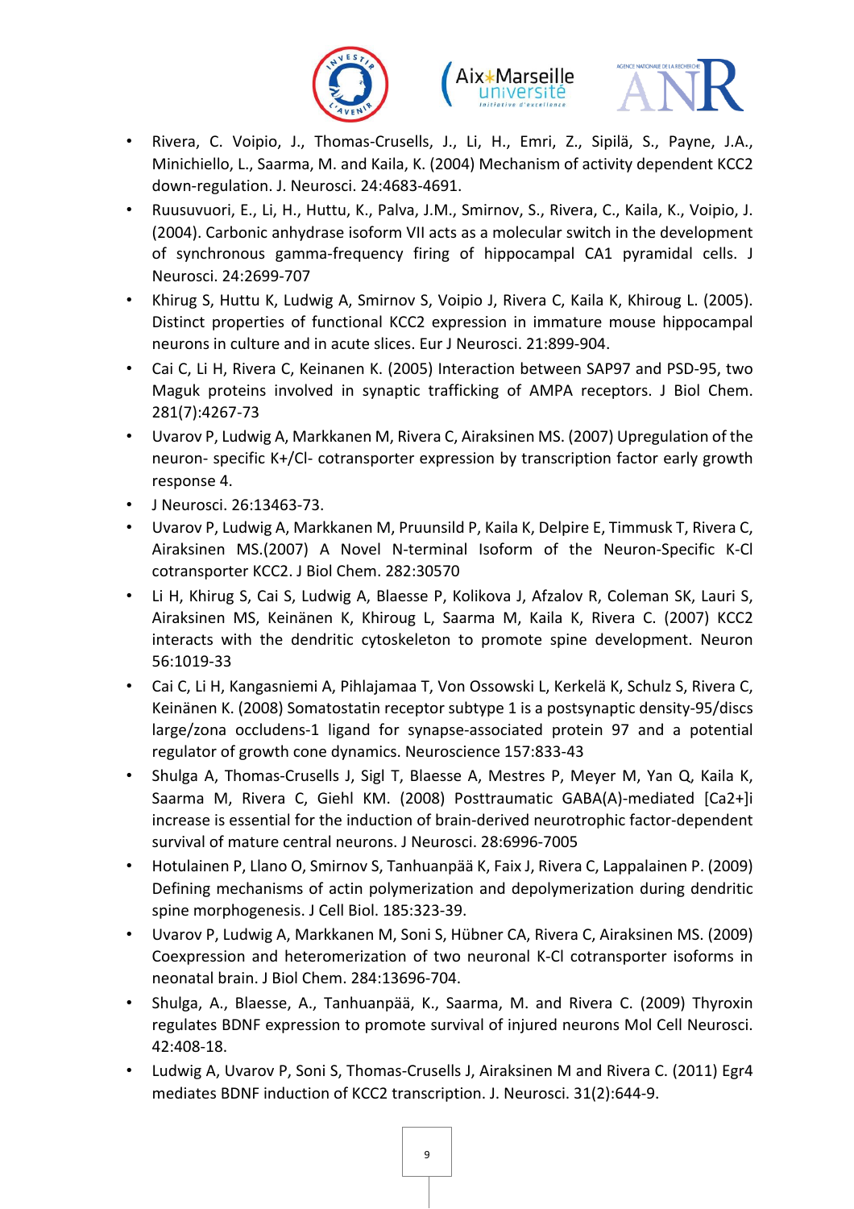- Rivera, C. Voipio, J., Thomas-Crusells, J., Li, H., Emri, Z., Sipilä, S., Payne, J.A., Minichiello, L., Saarma, M. and Kaila, K. (2004) Mechanism of activity dependent KCC2 down-regulation. J. Neurosci. 24:4683-4691.
- Ruusuvuori, E., Li, H., Huttu, K., Palva, J.M., Smirnov, S., Rivera, C., Kaila, K., Voipio, J. (2004). Carbonic anhydrase isoform VII acts as a molecular switch in the development of synchronous gamma-frequency firing of hippocampal CA1 pyramidal cells. J Neurosci. 24:2699-707
- Khirug S, Huttu K, Ludwig A, Smirnov S, Voipio J, Rivera C, Kaila K, Khiroug L. (2005). Distinct properties of functional KCC2 expression in immature mouse hippocampal neurons in culture and in acute slices. Eur J Neurosci. 21:899-904.
- Cai C, Li H, Rivera C, Keinanen K. (2005) Interaction between SAP97 and PSD-95, two Maguk proteins involved in synaptic trafficking of AMPA receptors. J Biol Chem. 281(7):4267-73
- Uvarov P, Ludwig A, Markkanen M, Rivera C, Airaksinen MS. (2007) Upregulation of the neuron- specific K+/Cl- cotransporter expression by transcription factor early growth response 4.
- J Neurosci. 26:13463-73.
- Uvarov P, Ludwig A, Markkanen M, Pruunsild P, Kaila K, Delpire E, Timmusk T, Rivera C, Airaksinen MS.(2007) A Novel N-terminal Isoform of the Neuron-Specific K-Cl cotransporter KCC2. J Biol Chem. 282:30570
- Li H, Khirug S, Cai S, Ludwig A, Blaesse P, Kolikova J, Afzalov R, Coleman SK, Lauri S, Airaksinen MS, Keinänen K, Khiroug L, Saarma M, Kaila K, Rivera C. (2007) KCC2 interacts with the dendritic cytoskeleton to promote spine development. Neuron 56:1019-33
- Cai C, Li H, Kangasniemi A, Pihlajamaa T, Von Ossowski L, Kerkelä K, Schulz S, Rivera C, Keinänen K. (2008) Somatostatin receptor subtype 1 is a postsynaptic density-95/discs large/zona occludens-1 ligand for synapse-associated protein 97 and a potential regulator of growth cone dynamics. Neuroscience 157:833-43
- Shulga A, Thomas-Crusells J, Sigl T, Blaesse A, Mestres P, Meyer M, Yan Q, Kaila K, Saarma M, Rivera C, Giehl KM. (2008) Posttraumatic GABA(A)-mediated [Ca2+]i increase is essential for the induction of brain-derived neurotrophic factor-dependent survival of mature central neurons. J Neurosci. 28:6996-7005
- Hotulainen P, Llano O, Smirnov S, Tanhuanpää K, Faix J, Rivera C, Lappalainen P. (2009) Defining mechanisms of actin polymerization and depolymerization during dendritic spine morphogenesis. J Cell Biol. 185:323-39.
- Uvarov P, Ludwig A, Markkanen M, Soni S, Hübner CA, Rivera C, Airaksinen MS. (2009) Coexpression and heteromerization of two neuronal K-Cl cotransporter isoforms in neonatal brain. J Biol Chem. 284:13696-704.
- Shulga, A., Blaesse, A., Tanhuanpää, K., Saarma, M. and Rivera C. (2009) Thyroxin regulates BDNF expression to promote survival of injured neurons Mol Cell Neurosci. 42:408-18.
- Ludwig A, Uvarov P, Soni S, Thomas-Crusells J, Airaksinen M and Rivera C. (2011) Egr4 mediates BDNF induction of KCC2 transcription. J. Neurosci. 31(2):644-9.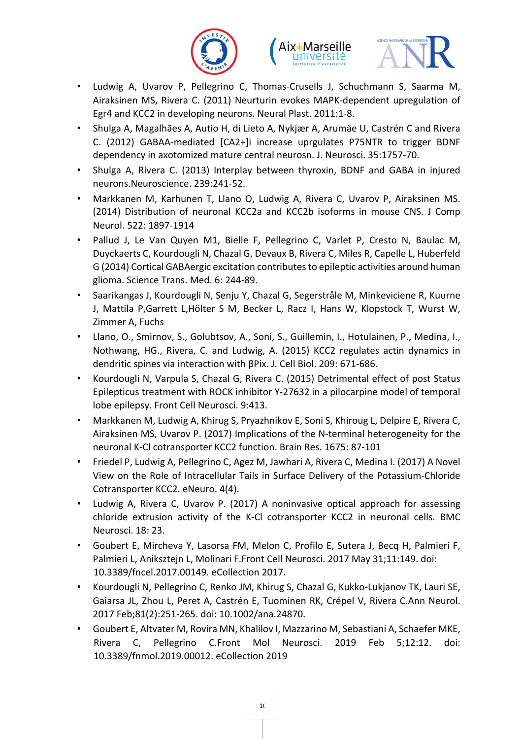- Ludwig A, Uvarov P, Pellegrino C, Thomas-Cruselis J, Schuchmann S, Saarma M, Airaksinen MS, Rivera C. (2011) Neurturin evokes MAPK-dependent upregulation of Egr4 and KCC2 in developing neurons. Neural Plast. 2011:1-8.
- Shulga A, Magalhães A, Autio H, di Lieto A, Nykjær A, Arumäe U, Castrén C and Rivera C. (2012) GABAA-mediated [CA2+]i increase uprgulates P75NTR to trigger BDNF dependency in axotomized mature central neurosn. J. Neurosci. 35:1757-70.
- Shulga A, Rivera C. (2013) Interplay between thyroxin, BDNF and GABA in injured neurons.Neuroscience. 239:241-52.
- Markkanen M, Karhunen T, Llano O, Ludwig A, Rivera C, Uvarov P, Airaksinen MS. (2014) Distribution of neuronal KCC2a and KCC2b isoforms in mouse CNS. J Comp Neurol. 522: 1897-1914
- Pallud J, Le Van Quyen M1, Bielle F, Pellegrino C, Varlet P, Cresto N, Baulac M, Duyckaerts C, Kourdougli N, Chazal G, Devaux B, Rivera C, Miles R, Capelle L, Huberfeld G (2014) Cortical GABAergic excitation contributes to epileptic activities around human glioma. Science Trans. Med. 6: 244-89.
- Saarikangas J, Kourdougli N, Senju Y, Chazal G, Segerstråle M, Minkeviciene R, Kuurne J, Mattila P,Garrett L,Hölter S M, Becker L, Racz I, Hans W, Klopstock T, Wurst W, Zimmer A, Fuchs
- Llano, O., Smirnov, S., Golubtsov, A., Soni, S., Guillemin, I., Hotulainen, P., Medina, I., Nothwang, HG., Rivera, C. and Ludwig, A. (2015) KCC2 regulates actin dynamics in dendritic spines via interaction with βPix. J. Cell Biol. 209: 671-686.
- Kourdougli N, Varpula S, Chazal G, Rivera C. (2015) Detrimental effect of post Status Epilepticus treatment with ROCK inhibitor Y-27632 in a pilocarpine model of temporal lobe epilepsy. Front Cell Neurosci. 9:413.
- Markkanen M, Ludwig A, Khirug S, Pryazhnikov E, Soni S, Khiroug L, Delpire E, Rivera C, Airaksinen MS, Uvarov P. (2017) Implications of the N-terminal heterogeneity for the neuronal K-Cl cotransporter KCC2 function. Brain Res. 1675: 87-101
- Friedel P, Ludwig A, Pellegrino C, Agez M, Jawhari A, Rivera C, Medina I. (2017) A Novel View on the Role of Intracellular Tails in Surface Delivery of the Potassium-Chloride Cotransporter KCC2. eNeuro. 4(4).
- Ludwig A, Rivera C, Uvarov P. (2017) A noninvasive optical approach for assessing chloride extrusion activity of the K-Cl cotransporter KCC2 in neuronal cells. BMC Neurosci. 18: 23.
- Goubert E, Mircheva Y, Lasorsa FM, Melon C, Profilo E, Sutera J, Becq H, Palmieri F, Palmieri L, Aniksztejn L, Molinari F.Front Cell Neurosci. 2017 May 31;11:149. doi: 10.3389/fncel.2017.00149. eCollection 2017.
- Kourdougli N, Pellegrino C, Renko JM, Khirug S, Chazal G, Kukko-Lukjanov TK, Lauri SE, Gaiarsa JL, Zhou L, Peret A, Castrén E, Tuominen RK, Crépel V, Rivera C.Ann Neurol. 2017 Feb;81(2):251-265. doi: 10.1002/ana.24870.
- Goubert E, Altvater M, Rovira MN, Khalilov I, Mazzarino M, Sebastiani A, Schaefer MKE, Rivera C, Pellegrino C.Front Mol Neurosci. 2019 Feb 5;12:12. doi: 10.3389/fnmol.2019.00012. eCollection 2019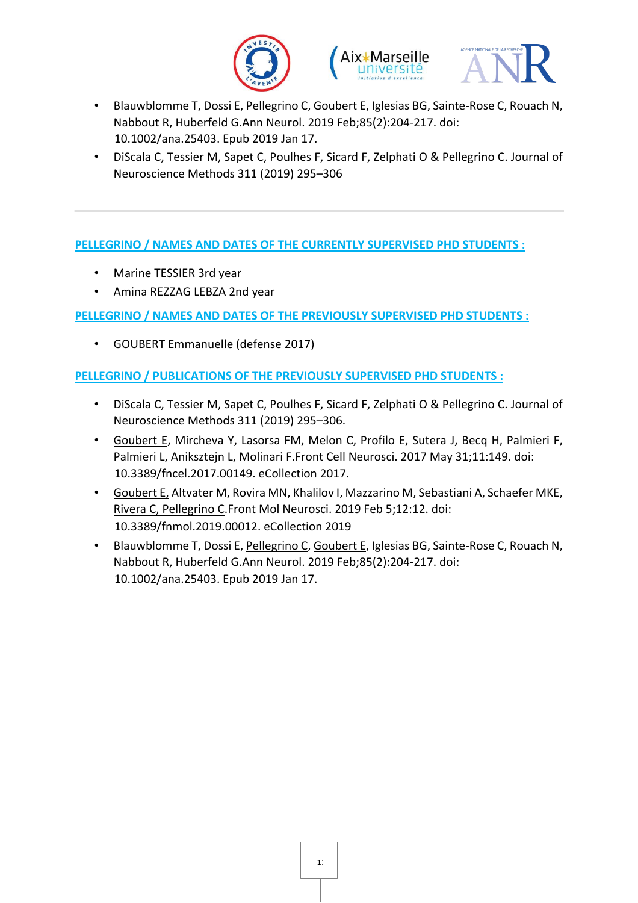- Blauwblomme T, Dossi E, Pellegrino C, Goubert E, Iglesias BG, Sainte-Rose C, Rouach N, Nabbout R, Huberfeld G.Ann Neurol. 2019 Feb;85(2):204-217. doi: 10.1002/ana.25403. Epub 2019 Jan 17.
- DiScala C, Tessier M, Sapet C, Poulhes F, Sicard F, Zelphati O & Pellegrino C. Journal of Neuroscience Methods 311 (2019) 295–306

---

**PELLEGRINO / NAMES AND DATES OF THE CURRENTLY SUPERVISED PHD STUDENTS :**

- Marine TESSIER 3rd year
- Amina REZZAG LEBZA 2nd year

**PELLEGRINO / NAMES AND DATES OF THE PREVIOUSLY SUPERVISED PHD STUDENTS :**

- GOUBERT Emmanuelle (defense 2017)

**PELLEGRINO / PUBLICATIONS OF THE PREVIOUSLY SUPERVISED PHD STUDENTS :**

- DiScala C, Tessier M, Sapet C, Poulhes F, Sicard F, Zelphati O & Pellegrino C. Journal of Neuroscience Methods 311 (2019) 295–306.
- Goubert E, Mircheva Y, Lasorsa FM, Melon C, Profilo E, Sutera J, Becq H, Palmieri F, Palmieri L, Aniksztejn L, Molinari F.Front Cell Neurosci. 2017 May 31;11:149. doi: 10.3389/fncel.2017.00149. eCollection 2017.
- Goubert E, Altvater M, Rovira MN, Khalilov I, Mazzarino M, Sebastiani A, Schaefer MKE, Rivera C, Pellegrino C.Front Mol Neurosci. 2019 Feb 5;12:12. doi: 10.3389/fnmol.2019.00012. eCollection 2019
- Blauwblomme T, Dossi E, Pellegrino C, Goubert E, Iglesias BG, Sainte-Rose C, Rouach N, Nabbout R, Huberfeld G.Ann Neurol. 2019 Feb;85(2):204-217. doi: 10.1002/ana.25403. Epub 2019 Jan 17.